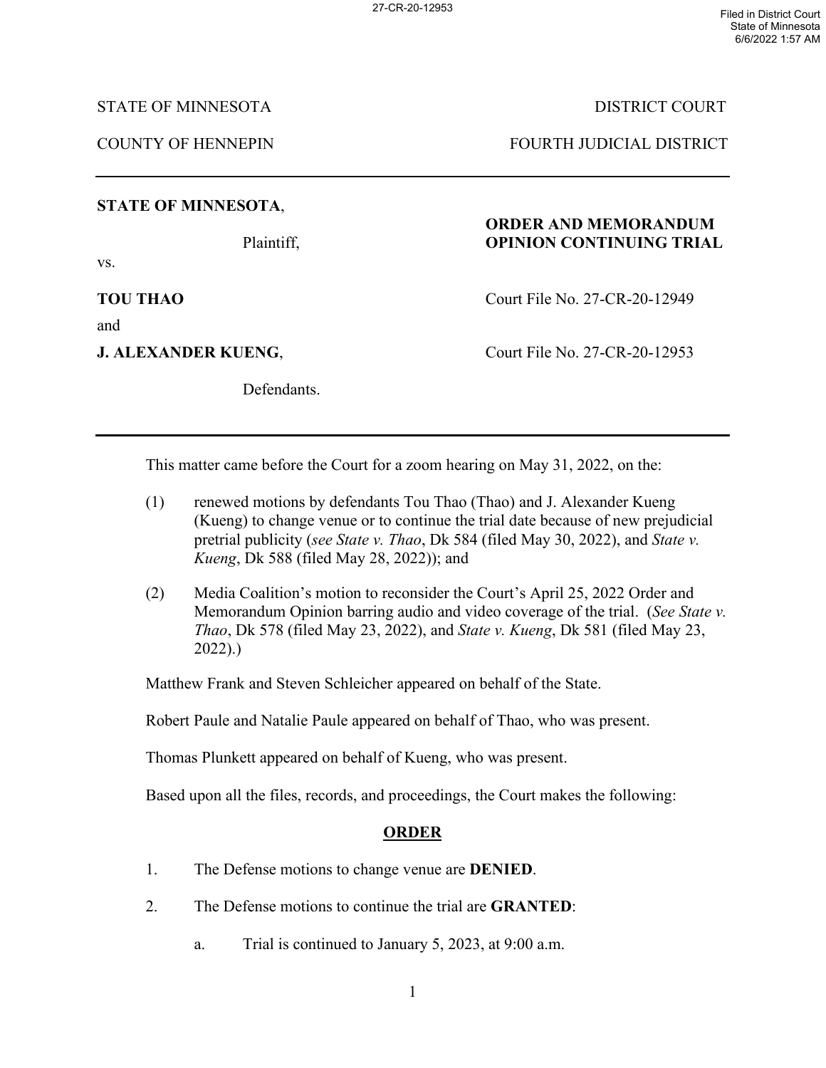STATE OF MINNESOTA DISTRICT COURT

COUNTY OF HENNEPIN FOURTH JUDICIAL DISTRICT

---

**STATE OF MINNESOTA**,

Plaintiff,

vs.

**TOU THAO**

and

**J. ALEXANDER KUENG**,

Defendants.

**ORDER AND MEMORANDUM OPINION CONTINUING TRIAL**

Court File No. 27-CR-20-12949

Court File No. 27-CR-20-12953

---

This matter came before the Court for a zoom hearing on May 31, 2022, on the:

(1) renewed motions by defendants Tou Thao (Thao) and J. Alexander Kueng (Kueng) to change venue or to continue the trial date because of new prejudicial pretrial publicity (*see State v. Thao*, Dk 584 (filed May 30, 2022), and *State v. Kueng*, Dk 588 (filed May 28, 2022)); and

(2) Media Coalition's motion to reconsider the Court's April 25, 2022 Order and Memorandum Opinion barring audio and video coverage of the trial. (*See State v. Thao*, Dk 578 (filed May 23, 2022), and *State v. Kueng*, Dk 581 (filed May 23, 2022).)

Matthew Frank and Steven Schleicher appeared on behalf of the State.

Robert Paule and Natalie Paule appeared on behalf of Thao, who was present.

Thomas Plunkett appeared on behalf of Kueng, who was present.

Based upon all the files, records, and proceedings, the Court makes the following:

## ORDER

1. The Defense motions to change venue are **DENIED**.

2. The Defense motions to continue the trial are **GRANTED**:

   a. Trial is continued to January 5, 2023, at 9:00 a.m.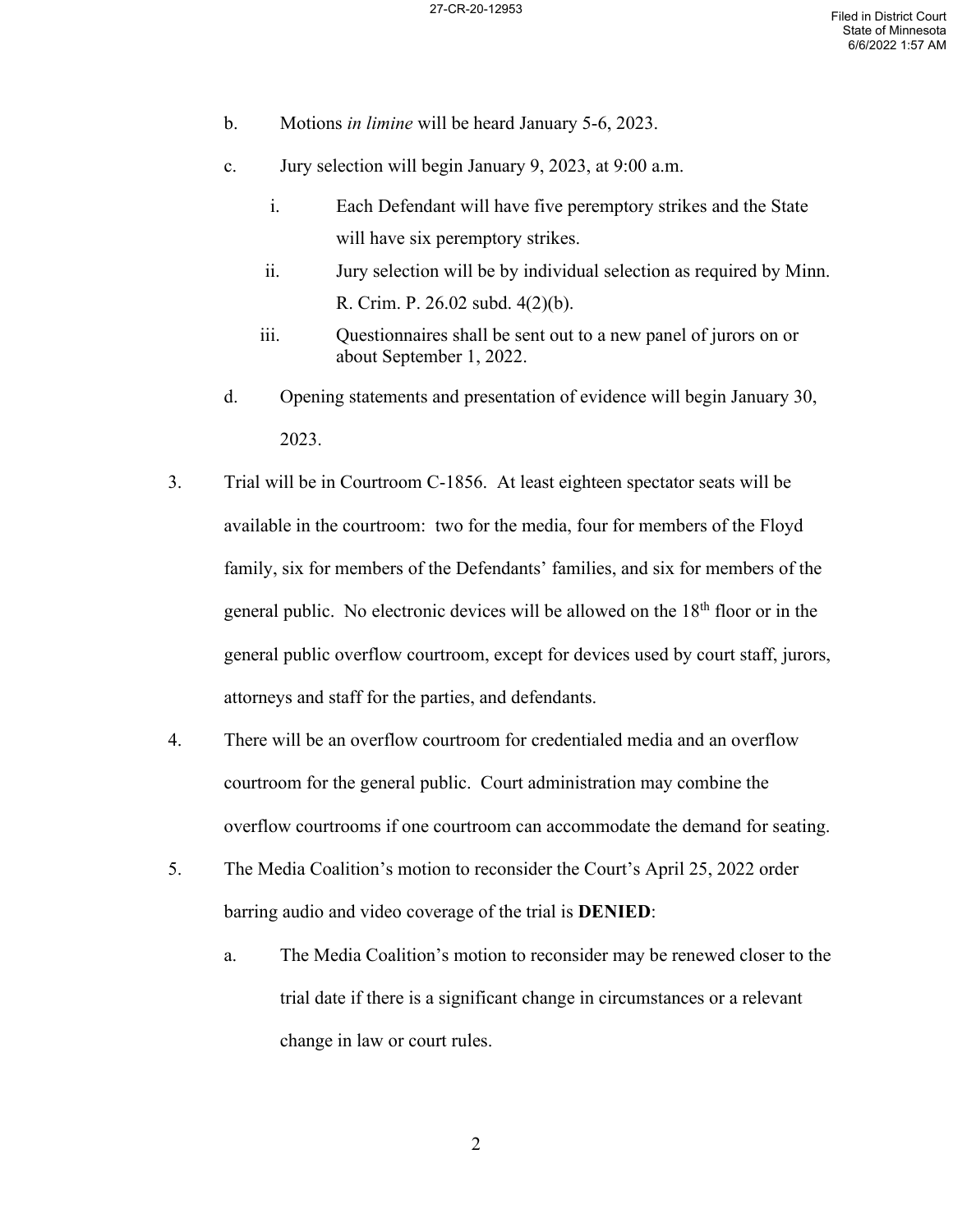b. Motions *in limine* will be heard January 5-6, 2023.

c. Jury selection will begin January 9, 2023, at 9:00 a.m.

   i. Each Defendant will have five peremptory strikes and the State will have six peremptory strikes.

   ii. Jury selection will be by individual selection as required by Minn. R. Crim. P. 26.02 subd. 4(2)(b).

   iii. Questionnaires shall be sent out to a new panel of jurors on or about September 1, 2022.

d. Opening statements and presentation of evidence will begin January 30, 2023.

3. Trial will be in Courtroom C-1856. At least eighteen spectator seats will be available in the courtroom: two for the media, four for members of the Floyd family, six for members of the Defendants' families, and six for members of the general public. No electronic devices will be allowed on the 18th floor or in the general public overflow courtroom, except for devices used by court staff, jurors, attorneys and staff for the parties, and defendants.

4. There will be an overflow courtroom for credentialed media and an overflow courtroom for the general public. Court administration may combine the overflow courtrooms if one courtroom can accommodate the demand for seating.

5. The Media Coalition's motion to reconsider the Court's April 25, 2022 order barring audio and video coverage of the trial is **DENIED**:

   a. The Media Coalition's motion to reconsider may be renewed closer to the trial date if there is a significant change in circumstances or a relevant change in law or court rules.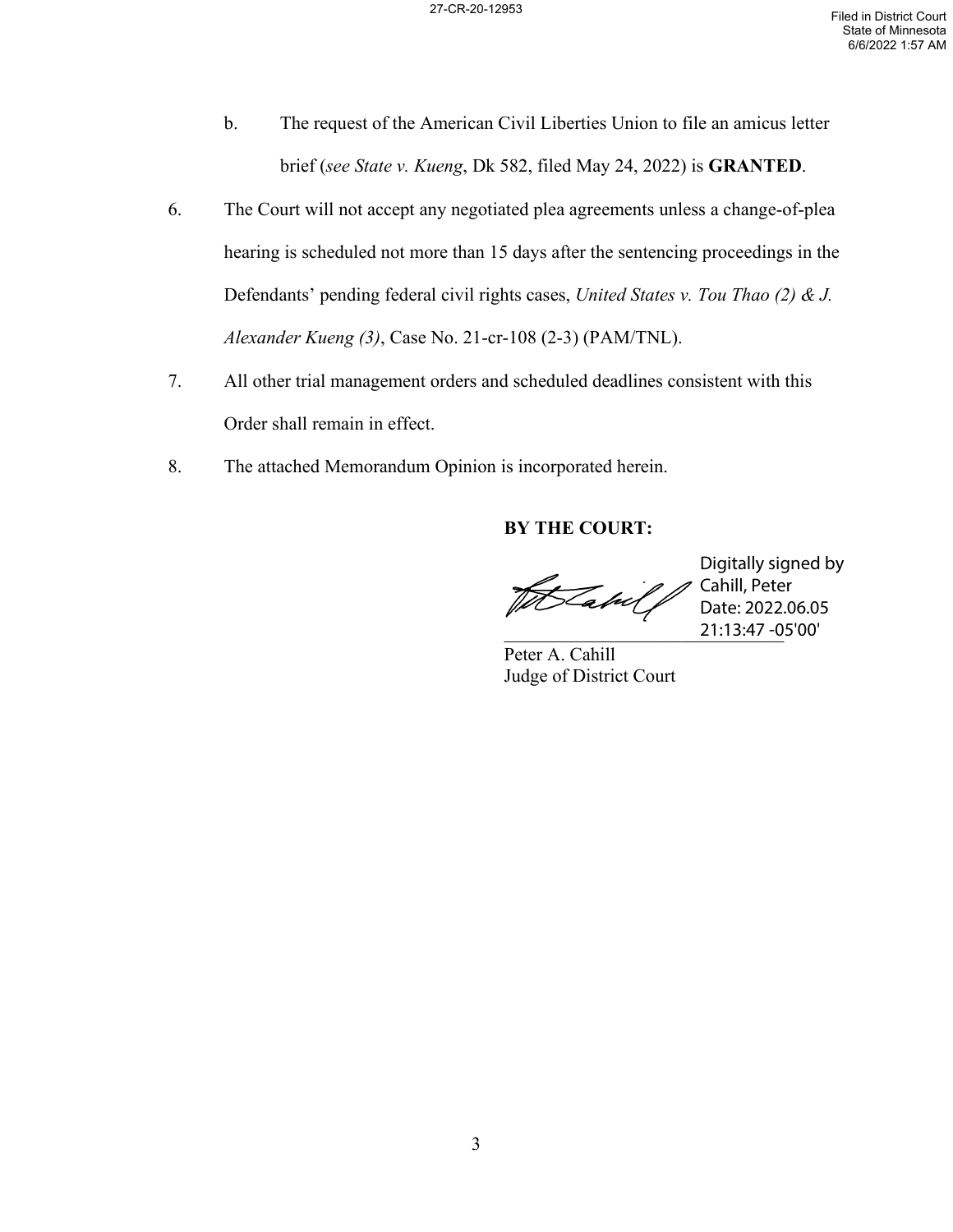b. The request of the American Civil Liberties Union to file an amicus letter brief (*see State v. Kueng*, Dk 582, filed May 24, 2022) is **GRANTED**.

6. The Court will not accept any negotiated plea agreements unless a change-of-plea hearing is scheduled not more than 15 days after the sentencing proceedings in the Defendants' pending federal civil rights cases, *United States v. Tou Thao (2) & J. Alexander Kueng (3)*, Case No. 21-cr-108 (2-3) (PAM/TNL).

7. All other trial management orders and scheduled deadlines consistent with this Order shall remain in effect.

8. The attached Memorandum Opinion is incorporated herein.

**BY THE COURT:**

Digitally signed by Cahill, Peter
Date: 2022.06.05 21:13:47 -05'00'

Peter A. Cahill
Judge of District Court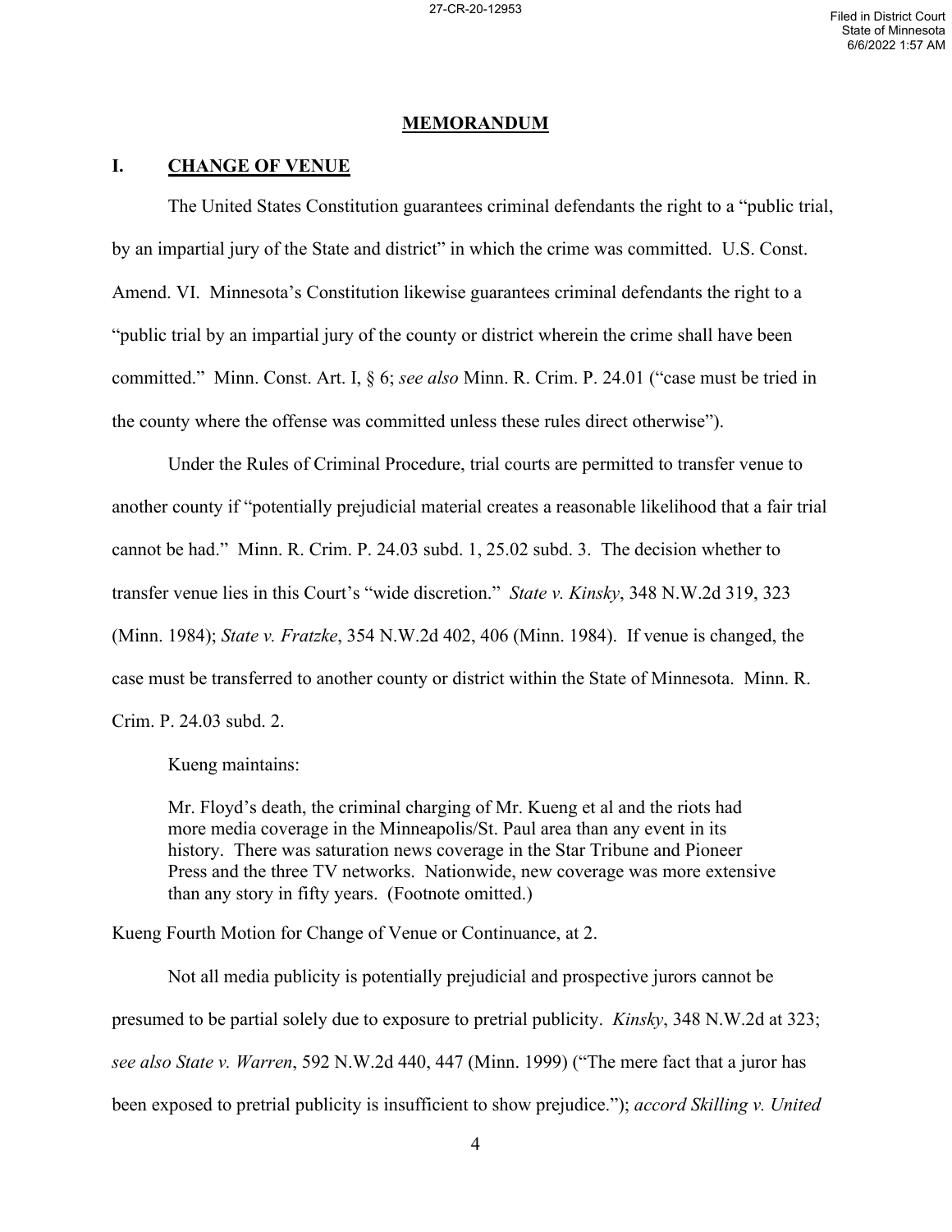## MEMORANDUM

### I. CHANGE OF VENUE

The United States Constitution guarantees criminal defendants the right to a "public trial, by an impartial jury of the State and district" in which the crime was committed. U.S. Const. Amend. VI. Minnesota's Constitution likewise guarantees criminal defendants the right to a "public trial by an impartial jury of the county or district wherein the crime shall have been committed." Minn. Const. Art. I, § 6; *see also* Minn. R. Crim. P. 24.01 ("case must be tried in the county where the offense was committed unless these rules direct otherwise").

Under the Rules of Criminal Procedure, trial courts are permitted to transfer venue to another county if "potentially prejudicial material creates a reasonable likelihood that a fair trial cannot be had." Minn. R. Crim. P. 24.03 subd. 1, 25.02 subd. 3. The decision whether to transfer venue lies in this Court's "wide discretion." *State v. Kinsky*, 348 N.W.2d 319, 323 (Minn. 1984); *State v. Fratzke*, 354 N.W.2d 402, 406 (Minn. 1984). If venue is changed, the case must be transferred to another county or district within the State of Minnesota. Minn. R. Crim. P. 24.03 subd. 2.

Kueng maintains:

> Mr. Floyd's death, the criminal charging of Mr. Kueng et al and the riots had more media coverage in the Minneapolis/St. Paul area than any event in its history. There was saturation news coverage in the Star Tribune and Pioneer Press and the three TV networks. Nationwide, new coverage was more extensive than any story in fifty years. (Footnote omitted.)

Kueng Fourth Motion for Change of Venue or Continuance, at 2.

Not all media publicity is potentially prejudicial and prospective jurors cannot be presumed to be partial solely due to exposure to pretrial publicity. *Kinsky*, 348 N.W.2d at 323; *see also State v. Warren*, 592 N.W.2d 440, 447 (Minn. 1999) ("The mere fact that a juror has been exposed to pretrial publicity is insufficient to show prejudice."); *accord Skilling v. United*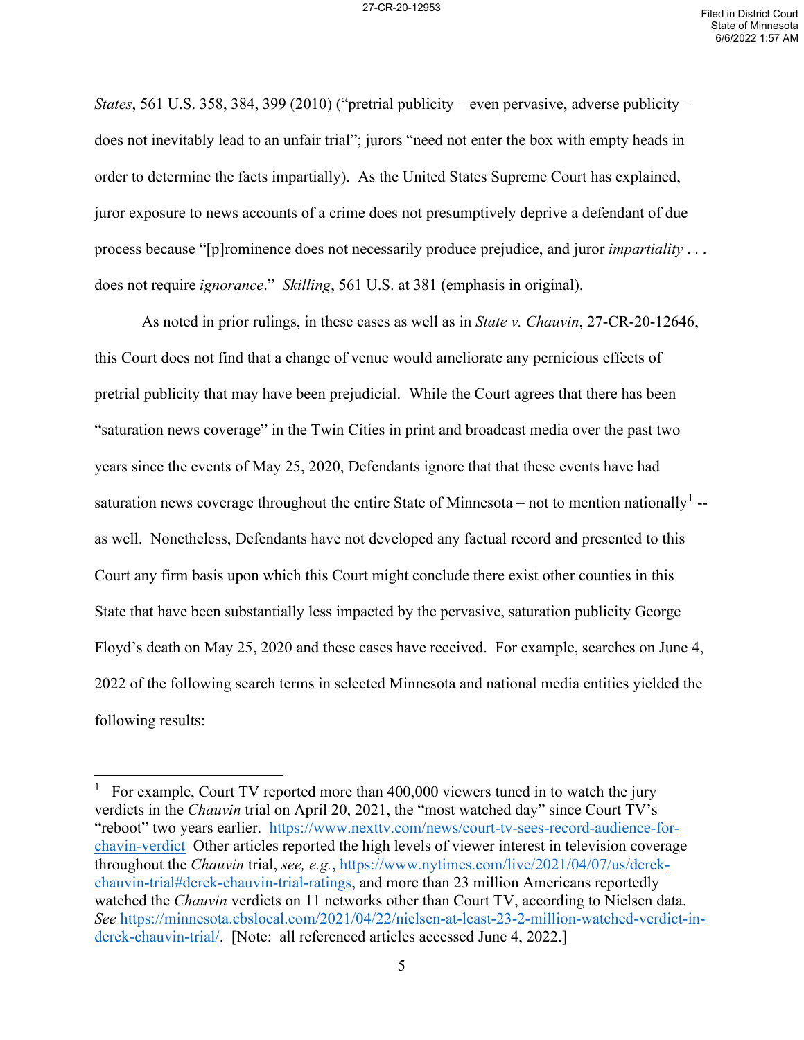*States*, 561 U.S. 358, 384, 399 (2010) ("pretrial publicity – even pervasive, adverse publicity – does not inevitably lead to an unfair trial"; jurors "need not enter the box with empty heads in order to determine the facts impartially). As the United States Supreme Court has explained, juror exposure to news accounts of a crime does not presumptively deprive a defendant of due process because "[p]rominence does not necessarily produce prejudice, and juror *impartiality* . . . does not require *ignorance*." *Skilling*, 561 U.S. at 381 (emphasis in original).

As noted in prior rulings, in these cases as well as in *State v. Chauvin*, 27-CR-20-12646, this Court does not find that a change of venue would ameliorate any pernicious effects of pretrial publicity that may have been prejudicial. While the Court agrees that there has been "saturation news coverage" in the Twin Cities in print and broadcast media over the past two years since the events of May 25, 2020, Defendants ignore that that these events have had saturation news coverage throughout the entire State of Minnesota – not to mention nationally[1] -- as well. Nonetheless, Defendants have not developed any factual record and presented to this Court any firm basis upon which this Court might conclude there exist other counties in this State that have been substantially less impacted by the pervasive, saturation publicity George Floyd's death on May 25, 2020 and these cases have received. For example, searches on June 4, 2022 of the following search terms in selected Minnesota and national media entities yielded the following results:

---

[1] For example, Court TV reported more than 400,000 viewers tuned in to watch the jury verdicts in the *Chauvin* trial on April 20, 2021, the "most watched day" since Court TV's "reboot" two years earlier. https://www.nexttv.com/news/court-tv-sees-record-audience-for-chavin-verdict Other articles reported the high levels of viewer interest in television coverage throughout the *Chauvin* trial, *see, e.g.*, https://www.nytimes.com/live/2021/04/07/us/derek-chauvin-trial#derek-chauvin-trial-ratings, and more than 23 million Americans reportedly watched the *Chauvin* verdicts on 11 networks other than Court TV, according to Nielsen data. *See* https://minnesota.cbslocal.com/2021/04/22/nielsen-at-least-23-2-million-watched-verdict-in-derek-chauvin-trial/. [Note: all referenced articles accessed June 4, 2022.]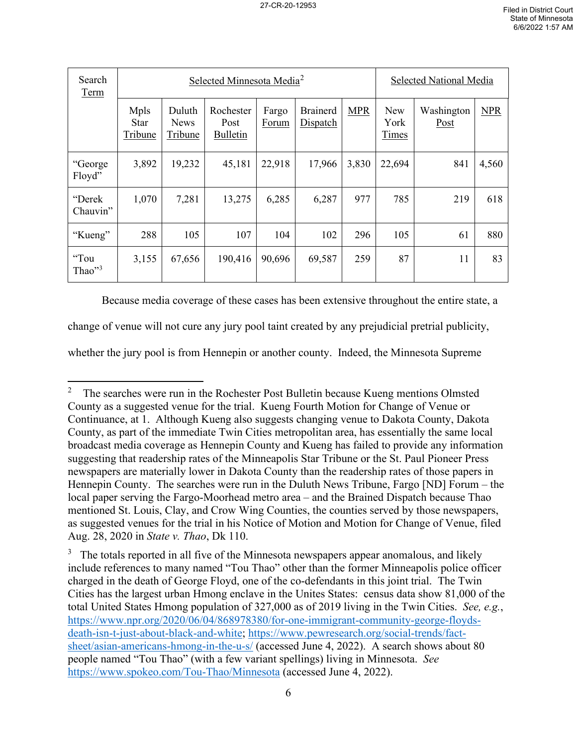| Search Term | Selected Minnesota Media[2] | | | | | | Selected National Media | | |
|---|---|---|---|---|---|---|---|---|---|
| | Mpls Star Tribune | Duluth News Tribune | Rochester Post Bulletin | Fargo Forum | Brainerd Dispatch | MPR | New York Times | Washington Post | NPR |
| "George Floyd" | 3,892 | 19,232 | 45,181 | 22,918 | 17,966 | 3,830 | 22,694 | 841 | 4,560 |
| "Derek Chauvin" | 1,070 | 7,281 | 13,275 | 6,285 | 6,287 | 977 | 785 | 219 | 618 |
| "Kueng" | 288 | 105 | 107 | 104 | 102 | 296 | 105 | 61 | 880 |
| "Tou Thao"[3] | 3,155 | 67,656 | 190,416 | 90,696 | 69,587 | 259 | 87 | 11 | 83 |

Because media coverage of these cases has been extensive throughout the entire state, a change of venue will not cure any jury pool taint created by any prejudicial pretrial publicity, whether the jury pool is from Hennepin or another county. Indeed, the Minnesota Supreme

---

[2] The searches were run in the Rochester Post Bulletin because Kueng mentions Olmsted County as a suggested venue for the trial. Kueng Fourth Motion for Change of Venue or Continuance, at 1. Although Kueng also suggests changing venue to Dakota County, Dakota County, as part of the immediate Twin Cities metropolitan area, has essentially the same local broadcast media coverage as Hennepin County and Kueng has failed to provide any information suggesting that readership rates of the Minneapolis Star Tribune or the St. Paul Pioneer Press newspapers are materially lower in Dakota County than the readership rates of those papers in Hennepin County. The searches were run in the Duluth News Tribune, Fargo [ND] Forum – the local paper serving the Fargo-Moorhead metro area – and the Brained Dispatch because Thao mentioned St. Louis, Clay, and Crow Wing Counties, the counties served by those newspapers, as suggested venues for the trial in his Notice of Motion and Motion for Change of Venue, filed Aug. 28, 2020 in *State v. Thao*, Dk 110.

[3] The totals reported in all five of the Minnesota newspapers appear anomalous, and likely include references to many named "Tou Thao" other than the former Minneapolis police officer charged in the death of George Floyd, one of the co-defendants in this joint trial. The Twin Cities has the largest urban Hmong enclave in the Unites States: census data show 81,000 of the total United States Hmong population of 327,000 as of 2019 living in the Twin Cities. *See, e.g.*, https://www.npr.org/2020/06/04/868978380/for-one-immigrant-community-george-floyds-death-isn-t-just-about-black-and-white; https://www.pewresearch.org/social-trends/fact-sheet/asian-americans-hmong-in-the-u-s/ (accessed June 4, 2022). A search shows about 80 people named "Tou Thao" (with a few variant spellings) living in Minnesota. *See* https://www.spokeo.com/Tou-Thao/Minnesota (accessed June 4, 2022).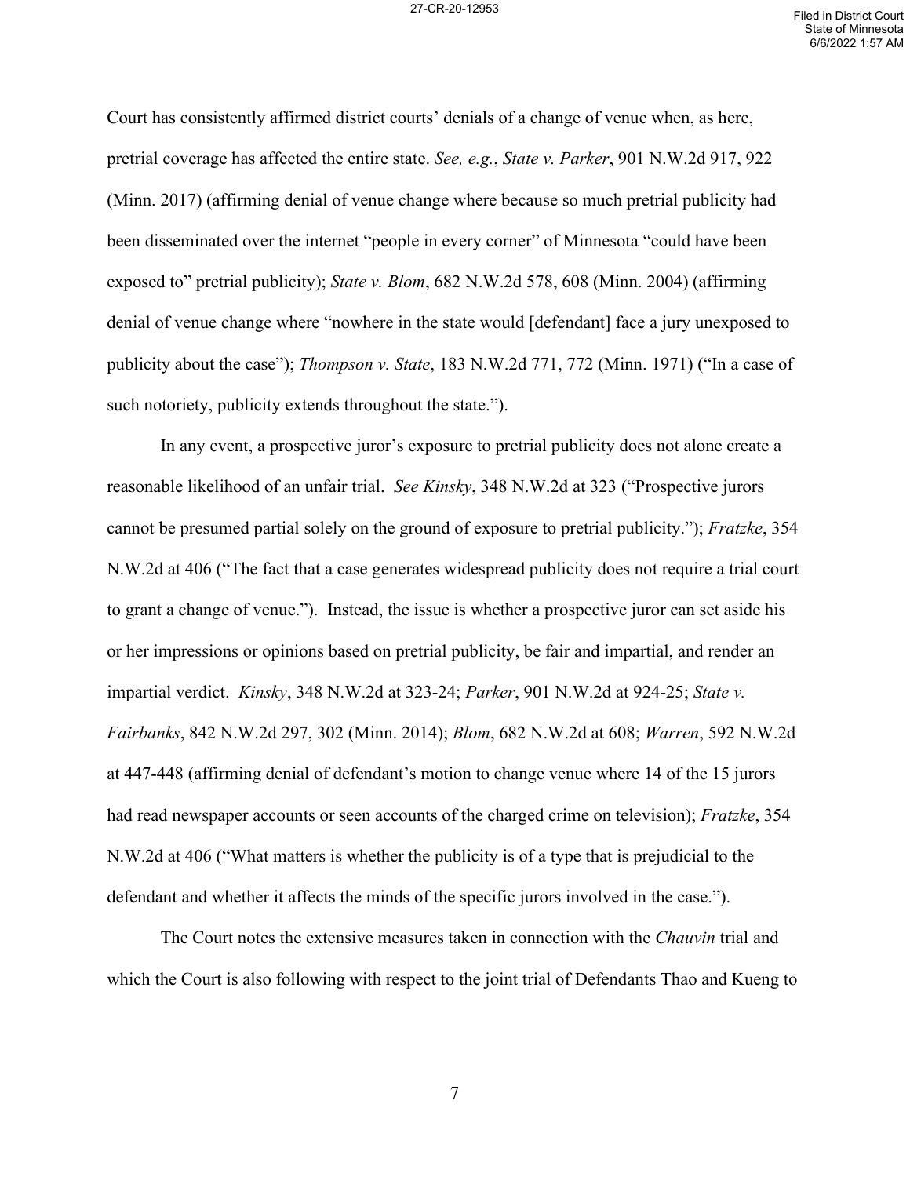Court has consistently affirmed district courts' denials of a change of venue when, as here, pretrial coverage has affected the entire state. *See, e.g.*, *State v. Parker*, 901 N.W.2d 917, 922 (Minn. 2017) (affirming denial of venue change where because so much pretrial publicity had been disseminated over the internet "people in every corner" of Minnesota "could have been exposed to" pretrial publicity); *State v. Blom*, 682 N.W.2d 578, 608 (Minn. 2004) (affirming denial of venue change where "nowhere in the state would [defendant] face a jury unexposed to publicity about the case"); *Thompson v. State*, 183 N.W.2d 771, 772 (Minn. 1971) ("In a case of such notoriety, publicity extends throughout the state.").

In any event, a prospective juror's exposure to pretrial publicity does not alone create a reasonable likelihood of an unfair trial. *See Kinsky*, 348 N.W.2d at 323 ("Prospective jurors cannot be presumed partial solely on the ground of exposure to pretrial publicity."); *Fratzke*, 354 N.W.2d at 406 ("The fact that a case generates widespread publicity does not require a trial court to grant a change of venue."). Instead, the issue is whether a prospective juror can set aside his or her impressions or opinions based on pretrial publicity, be fair and impartial, and render an impartial verdict. *Kinsky*, 348 N.W.2d at 323-24; *Parker*, 901 N.W.2d at 924-25; *State v. Fairbanks*, 842 N.W.2d 297, 302 (Minn. 2014); *Blom*, 682 N.W.2d at 608; *Warren*, 592 N.W.2d at 447-448 (affirming denial of defendant's motion to change venue where 14 of the 15 jurors had read newspaper accounts or seen accounts of the charged crime on television); *Fratzke*, 354 N.W.2d at 406 ("What matters is whether the publicity is of a type that is prejudicial to the defendant and whether it affects the minds of the specific jurors involved in the case.").

The Court notes the extensive measures taken in connection with the *Chauvin* trial and which the Court is also following with respect to the joint trial of Defendants Thao and Kueng to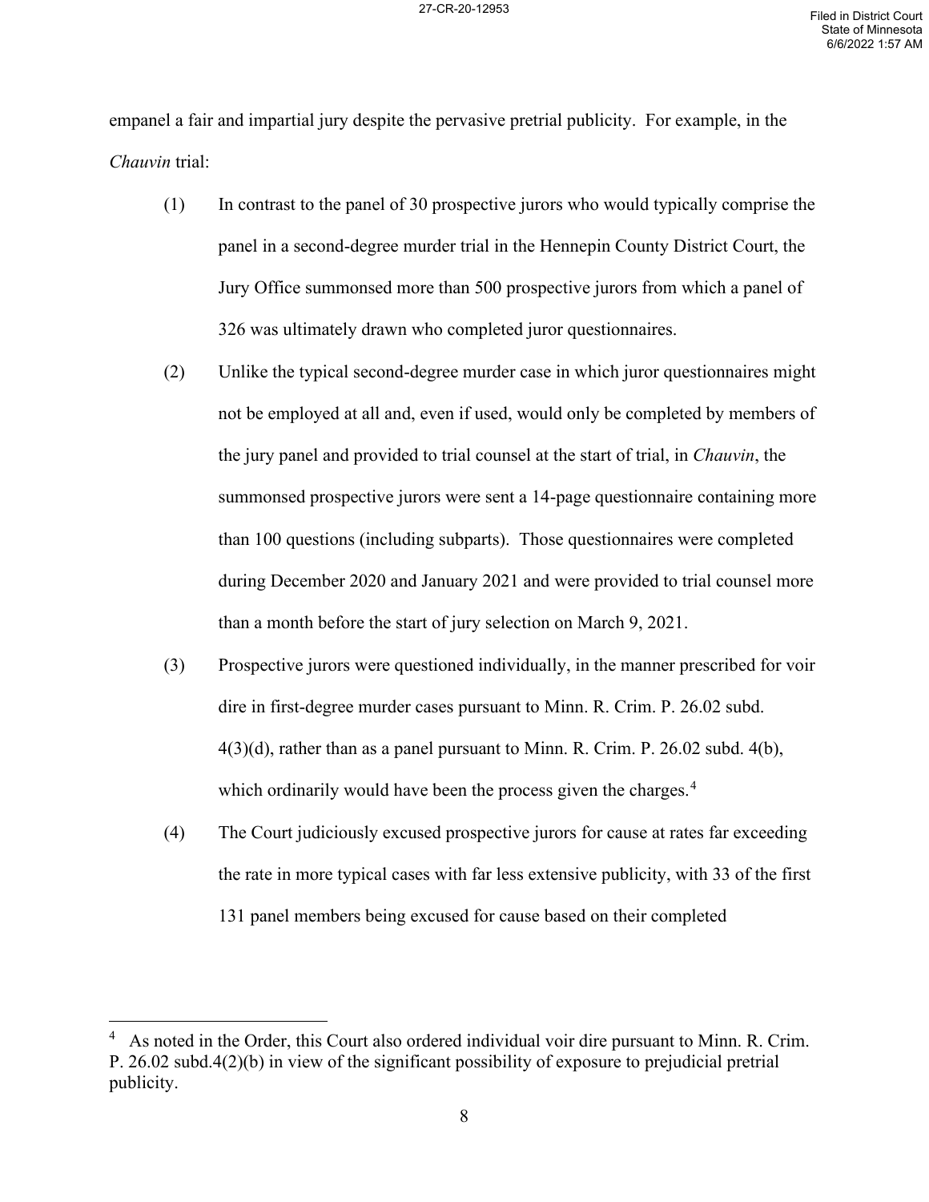empanel a fair and impartial jury despite the pervasive pretrial publicity. For example, in the *Chauvin* trial:

(1) In contrast to the panel of 30 prospective jurors who would typically comprise the panel in a second-degree murder trial in the Hennepin County District Court, the Jury Office summonsed more than 500 prospective jurors from which a panel of 326 was ultimately drawn who completed juror questionnaires.

(2) Unlike the typical second-degree murder case in which juror questionnaires might not be employed at all and, even if used, would only be completed by members of the jury panel and provided to trial counsel at the start of trial, in *Chauvin*, the summonsed prospective jurors were sent a 14-page questionnaire containing more than 100 questions (including subparts). Those questionnaires were completed during December 2020 and January 2021 and were provided to trial counsel more than a month before the start of jury selection on March 9, 2021.

(3) Prospective jurors were questioned individually, in the manner prescribed for voir dire in first-degree murder cases pursuant to Minn. R. Crim. P. 26.02 subd. 4(3)(d), rather than as a panel pursuant to Minn. R. Crim. P. 26.02 subd. 4(b), which ordinarily would have been the process given the charges.[4]

(4) The Court judiciously excused prospective jurors for cause at rates far exceeding the rate in more typical cases with far less extensive publicity, with 33 of the first 131 panel members being excused for cause based on their completed

---

[4] As noted in the Order, this Court also ordered individual voir dire pursuant to Minn. R. Crim. P. 26.02 subd.4(2)(b) in view of the significant possibility of exposure to prejudicial pretrial publicity.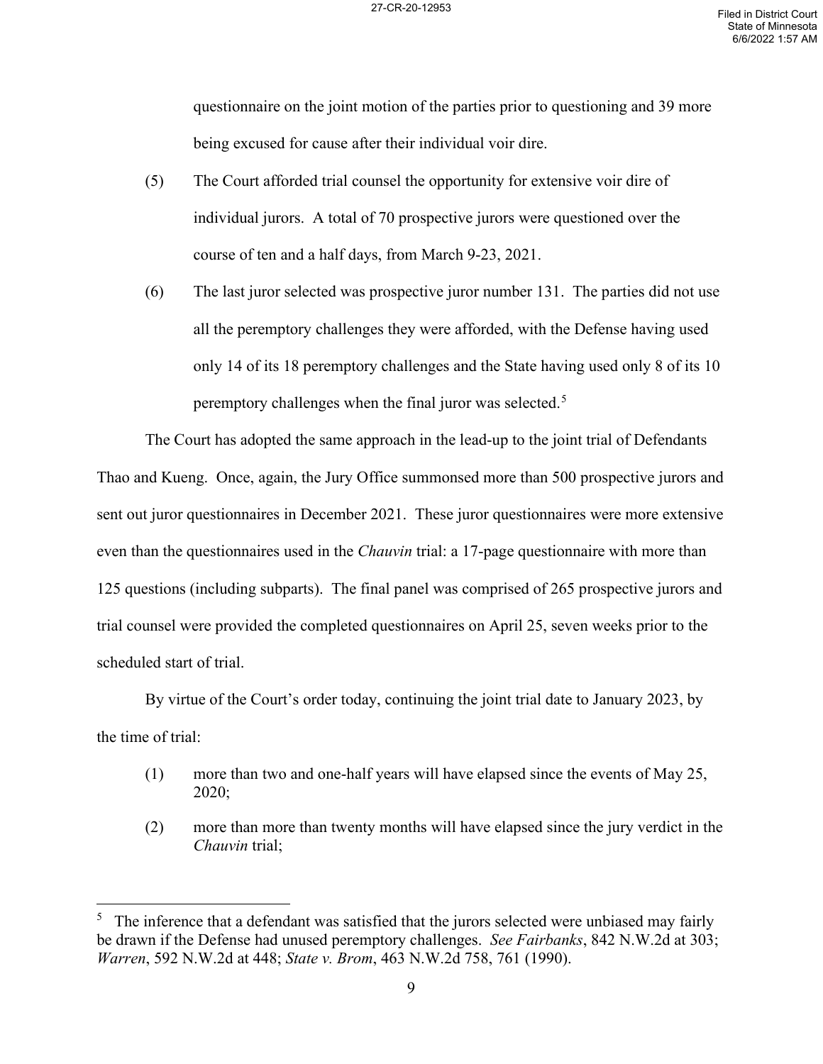questionnaire on the joint motion of the parties prior to questioning and 39 more being excused for cause after their individual voir dire.

(5) The Court afforded trial counsel the opportunity for extensive voir dire of individual jurors. A total of 70 prospective jurors were questioned over the course of ten and a half days, from March 9-23, 2021.

(6) The last juror selected was prospective juror number 131. The parties did not use all the peremptory challenges they were afforded, with the Defense having used only 14 of its 18 peremptory challenges and the State having used only 8 of its 10 peremptory challenges when the final juror was selected.[5]

The Court has adopted the same approach in the lead-up to the joint trial of Defendants Thao and Kueng. Once, again, the Jury Office summonsed more than 500 prospective jurors and sent out juror questionnaires in December 2021. These juror questionnaires were more extensive even than the questionnaires used in the *Chauvin* trial: a 17-page questionnaire with more than 125 questions (including subparts). The final panel was comprised of 265 prospective jurors and trial counsel were provided the completed questionnaires on April 25, seven weeks prior to the scheduled start of trial.

By virtue of the Court's order today, continuing the joint trial date to January 2023, by the time of trial:

(1) more than two and one-half years will have elapsed since the events of May 25, 2020;

(2) more than more than twenty months will have elapsed since the jury verdict in the *Chauvin* trial;

---

[5] The inference that a defendant was satisfied that the jurors selected were unbiased may fairly be drawn if the Defense had unused peremptory challenges. *See Fairbanks*, 842 N.W.2d at 303; *Warren*, 592 N.W.2d at 448; *State v. Brom*, 463 N.W.2d 758, 761 (1990).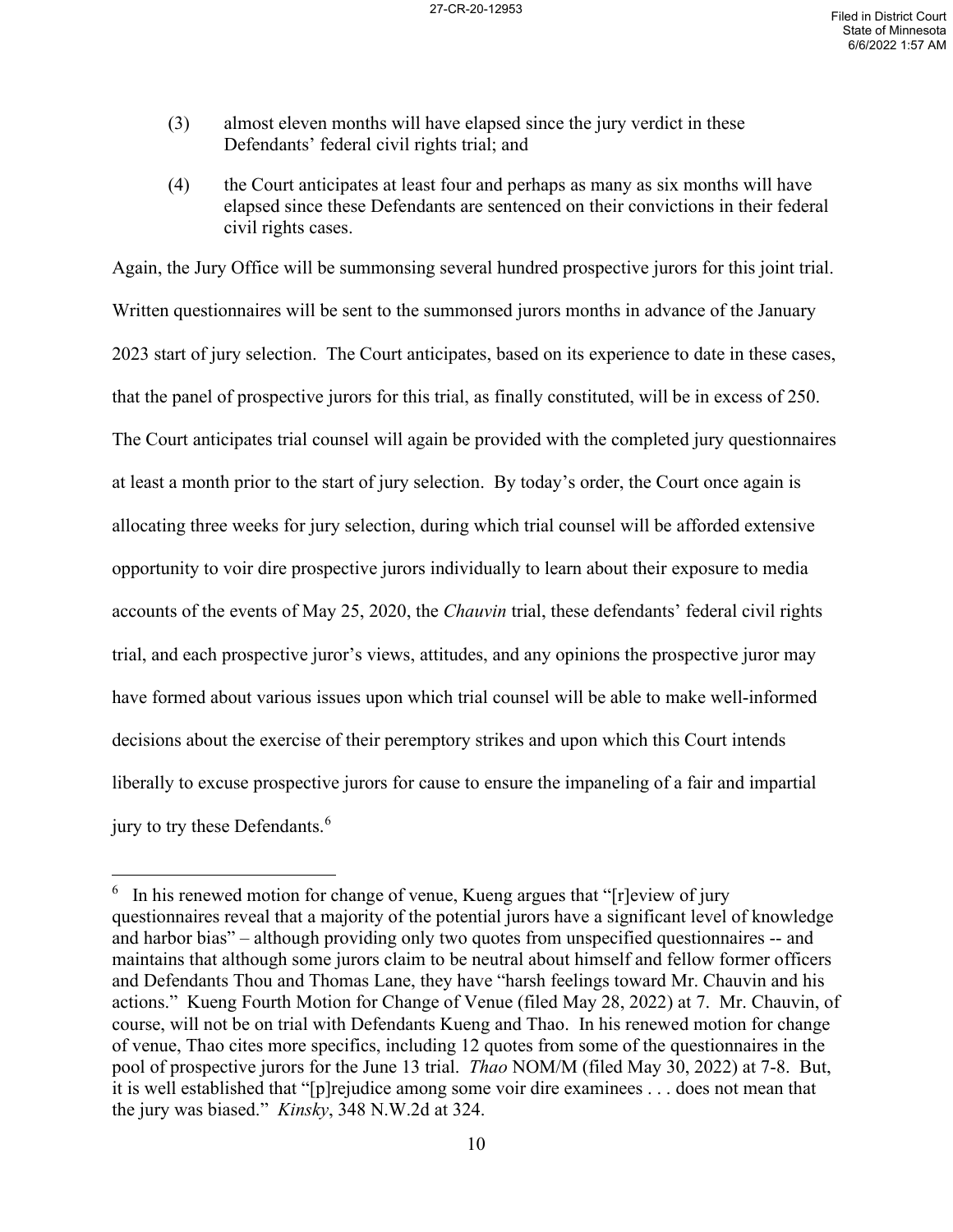(3) almost eleven months will have elapsed since the jury verdict in these Defendants' federal civil rights trial; and

(4) the Court anticipates at least four and perhaps as many as six months will have elapsed since these Defendants are sentenced on their convictions in their federal civil rights cases.

Again, the Jury Office will be summonsing several hundred prospective jurors for this joint trial. Written questionnaires will be sent to the summonsed jurors months in advance of the January 2023 start of jury selection. The Court anticipates, based on its experience to date in these cases, that the panel of prospective jurors for this trial, as finally constituted, will be in excess of 250. The Court anticipates trial counsel will again be provided with the completed jury questionnaires at least a month prior to the start of jury selection. By today's order, the Court once again is allocating three weeks for jury selection, during which trial counsel will be afforded extensive opportunity to voir dire prospective jurors individually to learn about their exposure to media accounts of the events of May 25, 2020, the *Chauvin* trial, these defendants' federal civil rights trial, and each prospective juror's views, attitudes, and any opinions the prospective juror may have formed about various issues upon which trial counsel will be able to make well-informed decisions about the exercise of their peremptory strikes and upon which this Court intends liberally to excuse prospective jurors for cause to ensure the impaneling of a fair and impartial jury to try these Defendants.[6]

[6] In his renewed motion for change of venue, Kueng argues that "[r]eview of jury questionnaires reveal that a majority of the potential jurors have a significant level of knowledge and harbor bias" – although providing only two quotes from unspecified questionnaires -- and maintains that although some jurors claim to be neutral about himself and fellow former officers and Defendants Thou and Thomas Lane, they have "harsh feelings toward Mr. Chauvin and his actions." Kueng Fourth Motion for Change of Venue (filed May 28, 2022) at 7. Mr. Chauvin, of course, will not be on trial with Defendants Kueng and Thao. In his renewed motion for change of venue, Thao cites more specifics, including 12 quotes from some of the questionnaires in the pool of prospective jurors for the June 13 trial. *Thao* NOM/M (filed May 30, 2022) at 7-8. But, it is well established that "[p]rejudice among some voir dire examinees . . . does not mean that the jury was biased." *Kinsky*, 348 N.W.2d at 324.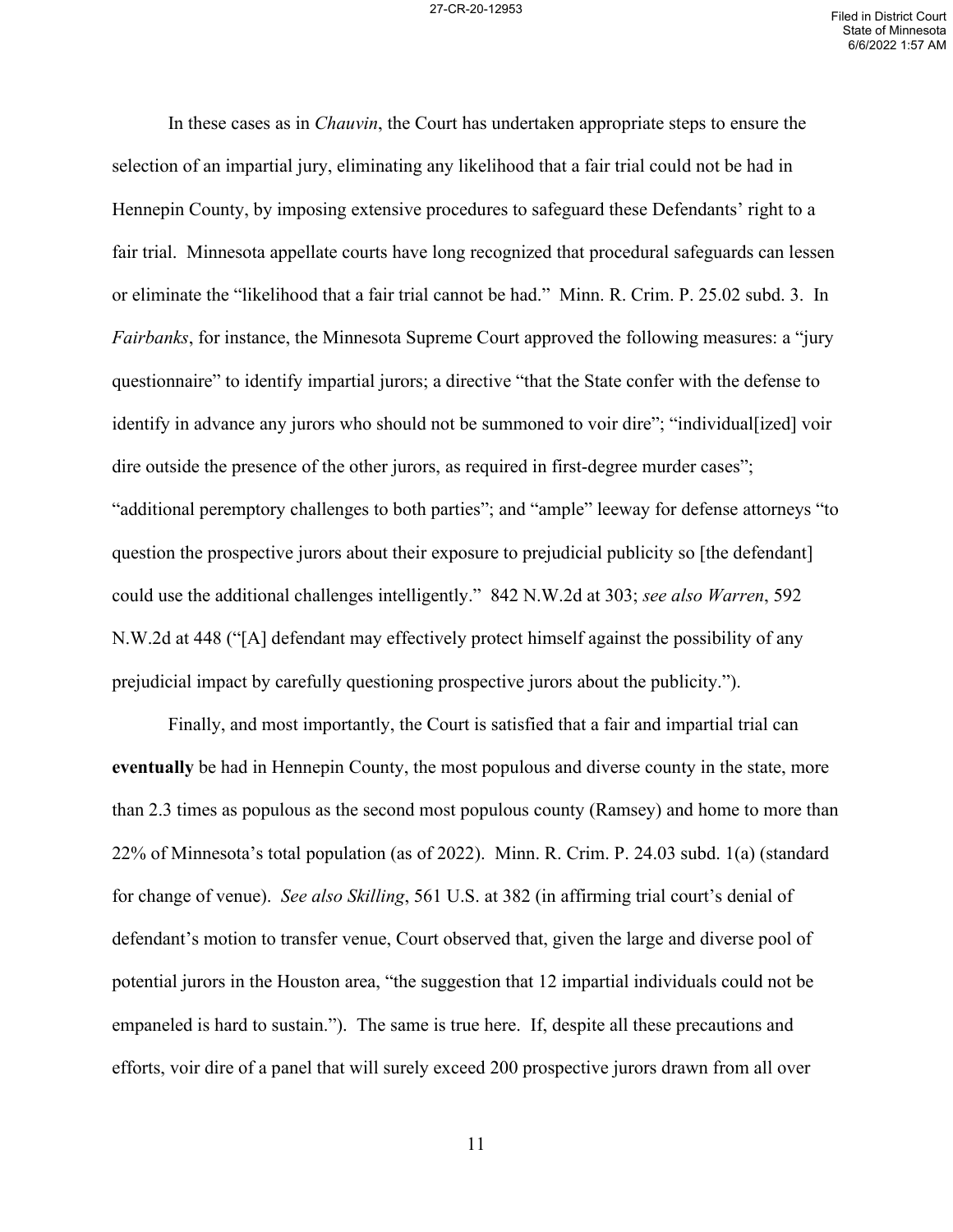In these cases as in *Chauvin*, the Court has undertaken appropriate steps to ensure the selection of an impartial jury, eliminating any likelihood that a fair trial could not be had in Hennepin County, by imposing extensive procedures to safeguard these Defendants' right to a fair trial. Minnesota appellate courts have long recognized that procedural safeguards can lessen or eliminate the "likelihood that a fair trial cannot be had." Minn. R. Crim. P. 25.02 subd. 3. In *Fairbanks*, for instance, the Minnesota Supreme Court approved the following measures: a "jury questionnaire" to identify impartial jurors; a directive "that the State confer with the defense to identify in advance any jurors who should not be summoned to voir dire"; "individual[ized] voir dire outside the presence of the other jurors, as required in first-degree murder cases"; "additional peremptory challenges to both parties"; and "ample" leeway for defense attorneys "to question the prospective jurors about their exposure to prejudicial publicity so [the defendant] could use the additional challenges intelligently." 842 N.W.2d at 303; *see also Warren*, 592 N.W.2d at 448 ("[A] defendant may effectively protect himself against the possibility of any prejudicial impact by carefully questioning prospective jurors about the publicity.").

Finally, and most importantly, the Court is satisfied that a fair and impartial trial can **eventually** be had in Hennepin County, the most populous and diverse county in the state, more than 2.3 times as populous as the second most populous county (Ramsey) and home to more than 22% of Minnesota's total population (as of 2022). Minn. R. Crim. P. 24.03 subd. 1(a) (standard for change of venue). *See also Skilling*, 561 U.S. at 382 (in affirming trial court's denial of defendant's motion to transfer venue, Court observed that, given the large and diverse pool of potential jurors in the Houston area, "the suggestion that 12 impartial individuals could not be empaneled is hard to sustain."). The same is true here. If, despite all these precautions and efforts, voir dire of a panel that will surely exceed 200 prospective jurors drawn from all over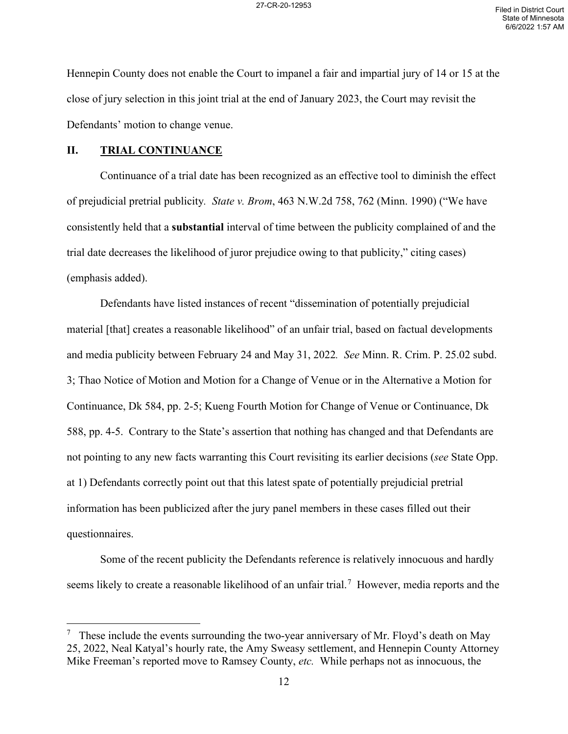Hennepin County does not enable the Court to impanel a fair and impartial jury of 14 or 15 at the close of jury selection in this joint trial at the end of January 2023, the Court may revisit the Defendants' motion to change venue.

## II. TRIAL CONTINUANCE

Continuance of a trial date has been recognized as an effective tool to diminish the effect of prejudicial pretrial publicity. *State v. Brom*, 463 N.W.2d 758, 762 (Minn. 1990) ("We have consistently held that a **substantial** interval of time between the publicity complained of and the trial date decreases the likelihood of juror prejudice owing to that publicity," citing cases) (emphasis added).

Defendants have listed instances of recent "dissemination of potentially prejudicial material [that] creates a reasonable likelihood" of an unfair trial, based on factual developments and media publicity between February 24 and May 31, 2022. *See* Minn. R. Crim. P. 25.02 subd. 3; Thao Notice of Motion and Motion for a Change of Venue or in the Alternative a Motion for Continuance, Dk 584, pp. 2-5; Kueng Fourth Motion for Change of Venue or Continuance, Dk 588, pp. 4-5. Contrary to the State's assertion that nothing has changed and that Defendants are not pointing to any new facts warranting this Court revisiting its earlier decisions (*see* State Opp. at 1) Defendants correctly point out that this latest spate of potentially prejudicial pretrial information has been publicized after the jury panel members in these cases filled out their questionnaires.

Some of the recent publicity the Defendants reference is relatively innocuous and hardly seems likely to create a reasonable likelihood of an unfair trial.[7] However, media reports and the

[7] These include the events surrounding the two-year anniversary of Mr. Floyd's death on May 25, 2022, Neal Katyal's hourly rate, the Amy Sweasy settlement, and Hennepin County Attorney Mike Freeman's reported move to Ramsey County, *etc.* While perhaps not as innocuous, the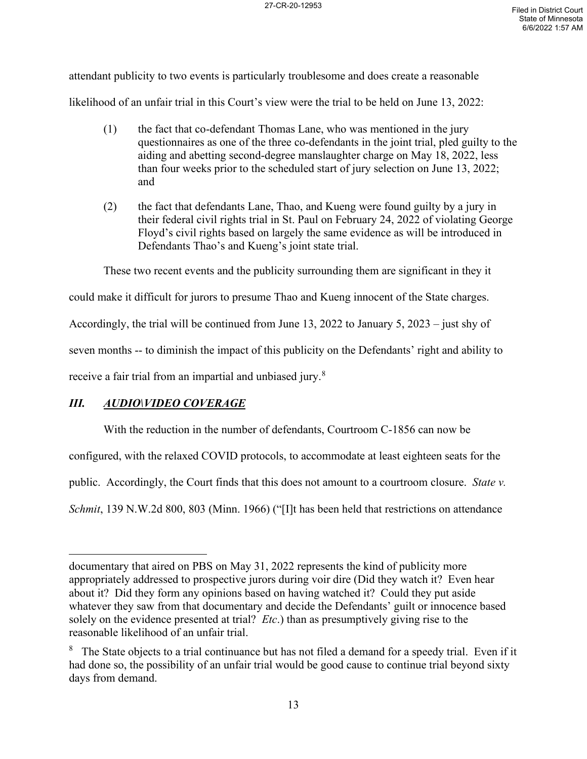attendant publicity to two events is particularly troublesome and does create a reasonable likelihood of an unfair trial in this Court's view were the trial to be held on June 13, 2022:

(1) the fact that co-defendant Thomas Lane, who was mentioned in the jury questionnaires as one of the three co-defendants in the joint trial, pled guilty to the aiding and abetting second-degree manslaughter charge on May 18, 2022, less than four weeks prior to the scheduled start of jury selection on June 13, 2022; and

(2) the fact that defendants Lane, Thao, and Kueng were found guilty by a jury in their federal civil rights trial in St. Paul on February 24, 2022 of violating George Floyd's civil rights based on largely the same evidence as will be introduced in Defendants Thao's and Kueng's joint state trial.

These two recent events and the publicity surrounding them are significant in they it could make it difficult for jurors to presume Thao and Kueng innocent of the State charges. Accordingly, the trial will be continued from June 13, 2022 to January 5, 2023 – just shy of seven months -- to diminish the impact of this publicity on the Defendants' right and ability to receive a fair trial from an impartial and unbiased jury.[8]

## *III. AUDIO\VIDEO COVERAGE*

With the reduction in the number of defendants, Courtroom C-1856 can now be configured, with the relaxed COVID protocols, to accommodate at least eighteen seats for the public. Accordingly, the Court finds that this does not amount to a courtroom closure. *State v. Schmit*, 139 N.W.2d 800, 803 (Minn. 1966) ("[I]t has been held that restrictions on attendance

---

documentary that aired on PBS on May 31, 2022 represents the kind of publicity more appropriately addressed to prospective jurors during voir dire (Did they watch it? Even hear about it? Did they form any opinions based on having watched it? Could they put aside whatever they saw from that documentary and decide the Defendants' guilt or innocence based solely on the evidence presented at trial? *Etc*.) than as presumptively giving rise to the reasonable likelihood of an unfair trial.

[8] The State objects to a trial continuance but has not filed a demand for a speedy trial. Even if it had done so, the possibility of an unfair trial would be good cause to continue trial beyond sixty days from demand.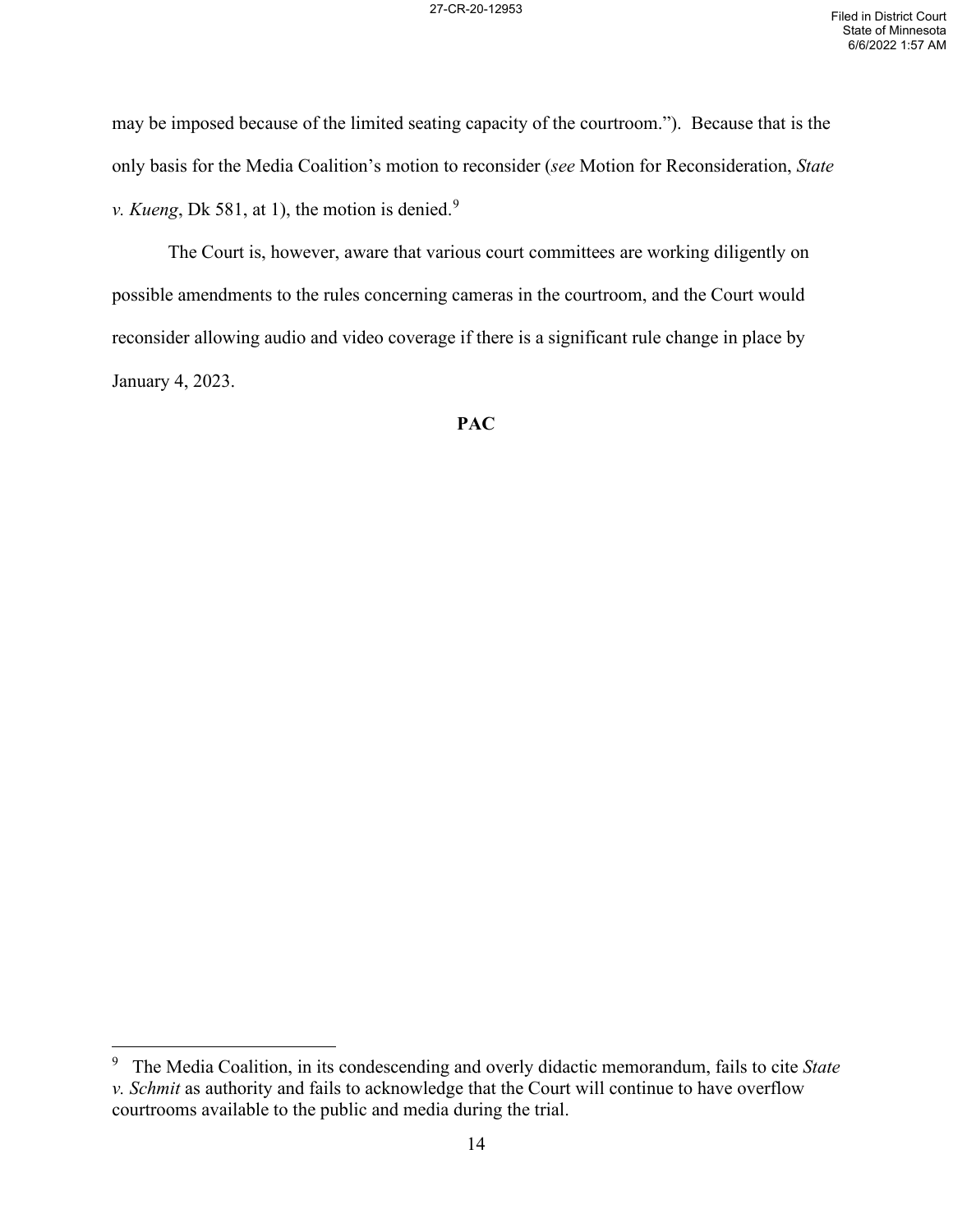may be imposed because of the limited seating capacity of the courtroom.”). Because that is the only basis for the Media Coalition’s motion to reconsider (*see* Motion for Reconsideration, *State v. Kueng*, Dk 581, at 1), the motion is denied.[9]

The Court is, however, aware that various court committees are working diligently on possible amendments to the rules concerning cameras in the courtroom, and the Court would reconsider allowing audio and video coverage if there is a significant rule change in place by January 4, 2023.

**PAC**

---

[9] The Media Coalition, in its condescending and overly didactic memorandum, fails to cite *State v. Schmit* as authority and fails to acknowledge that the Court will continue to have overflow courtrooms available to the public and media during the trial.